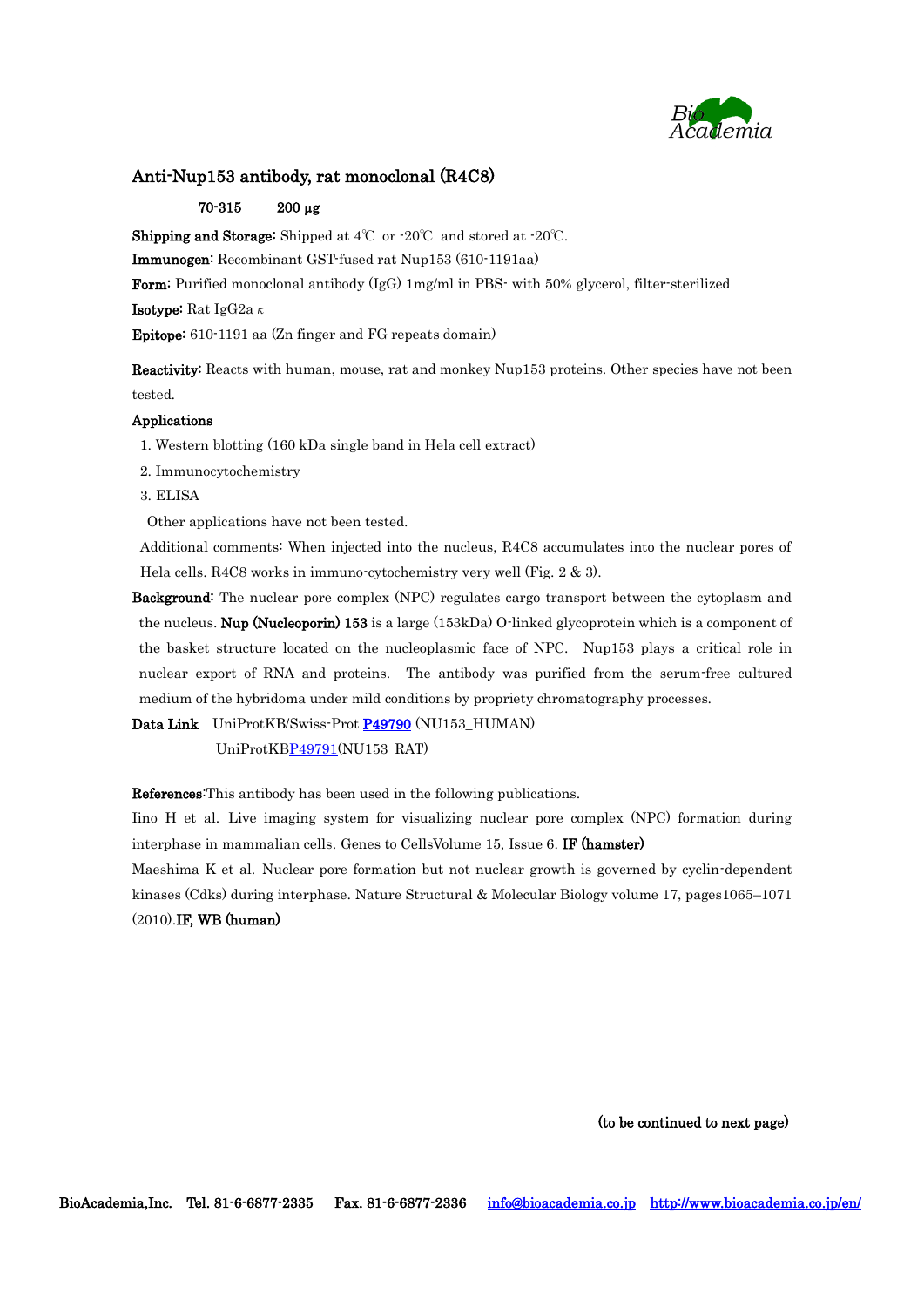# Anti-Nup153 antibody, rat monoclonal (R4C8)

70-315 200 µg

**Shipping and Storage:** Shipped at 4℃ or -20℃ and stored at -20℃.

**Immunogen:** Recombinant GST-fused rat Nup153 (610-1191aa)

**Form:** Purified monoclonal antibody (IgG) 1mg/ml in PBS- with 50% glycerol, filter-sterilized

**Isotype:** Rat IgG2a κ

**Epitope:** 610-1191 aa (Zn finger and FG repeats domain)

**Reactivity:** Reacts with human, mouse, rat and monkey Nup153 proteins. Other species have not been tested.

**Applications**

1. Western blotting (160 kDa single band in Hela cell extract)
2. Immunocytochemistry
3. ELISA

Other applications have not been tested.

Additional comments: When injected into the nucleus, R4C8 accumulates into the nuclear pores of Hela cells. R4C8 works in immuno-cytochemistry very well (Fig. 2 & 3).

**Background:** The nuclear pore complex (NPC) regulates cargo transport between the cytoplasm and the nucleus. **Nup (Nucleoporin) 153** is a large (153kDa) O-linked glycoprotein which is a component of the basket structure located on the nucleoplasmic face of NPC. Nup153 plays a critical role in nuclear export of RNA and proteins. The antibody was purified from the serum-free cultured medium of the hybridoma under mild conditions by propriety chromatography processes.

**Data Link** UniProtKB/Swiss-Prot **P49790** (NU153_HUMAN)
UniProtKBP49791(NU153_RAT)

**References**:This antibody has been used in the following publications.

Iino H et al. Live imaging system for visualizing nuclear pore complex (NPC) formation during interphase in mammalian cells. Genes to CellsVolume 15, Issue 6. **IF (hamster)**

Maeshima K et al. Nuclear pore formation but not nuclear growth is governed by cyclin-dependent kinases (Cdks) during interphase. Nature Structural & Molecular Biology volume 17, pages1065–1071 (2010).**IF, WB (human)**

**(to be continued to next page)**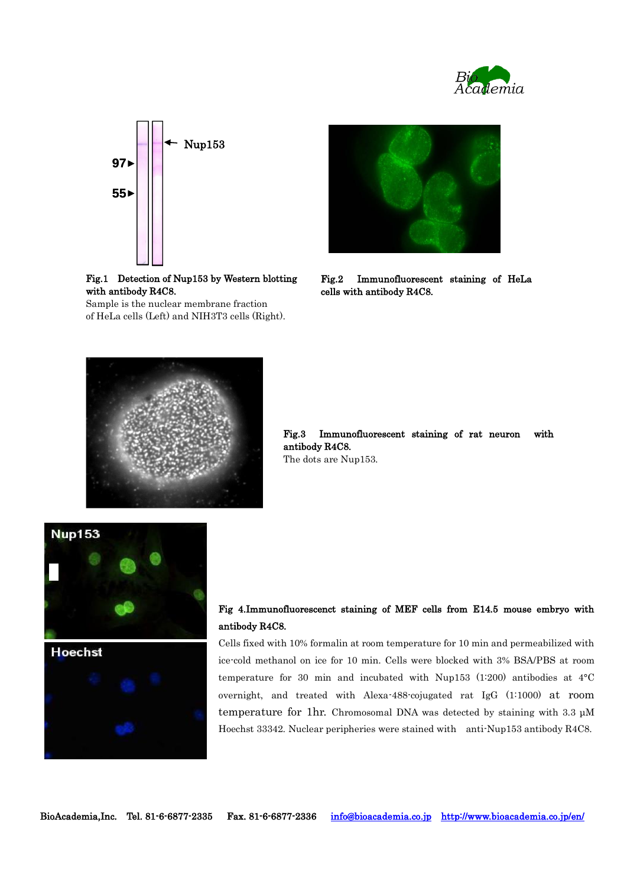97►

55►

Nup153

**Fig.1 Detection of Nup153 by Western blotting with antibody R4C8.**
Sample is the nuclear membrane fraction of HeLa cells (Left) and NIH3T3 cells (Right).

**Fig.2 Immunofluorescent staining of HeLa cells with antibody R4C8.**

**Fig.3 Immunofluorescent staining of rat neuron with antibody R4C8.**
The dots are Nup153.

Nup153

Hoechst

**Fig 4.Immunofluorescenct staining of MEF cells from E14.5 mouse embryo with antibody R4C8.**
Cells fixed with 10% formalin at room temperature for 10 min and permeabilized with ice-cold methanol on ice for 10 min. Cells were blocked with 3% BSA/PBS at room temperature for 30 min and incubated with Nup153 (1:200) antibodies at 4°C overnight, and treated with Alexa-488-cojugated rat IgG (1:1000) at room temperature for 1hr. Chromosomal DNA was detected by staining with 3.3 μM Hoechst 33342. Nuclear peripheries were stained with anti-Nup153 antibody R4C8.

BioAcademia,Inc. Tel. 81-6-6877-2335 Fax. 81-6-6877-2336 info@bioacademia.co.jp http://www.bioacademia.co.jp/en/